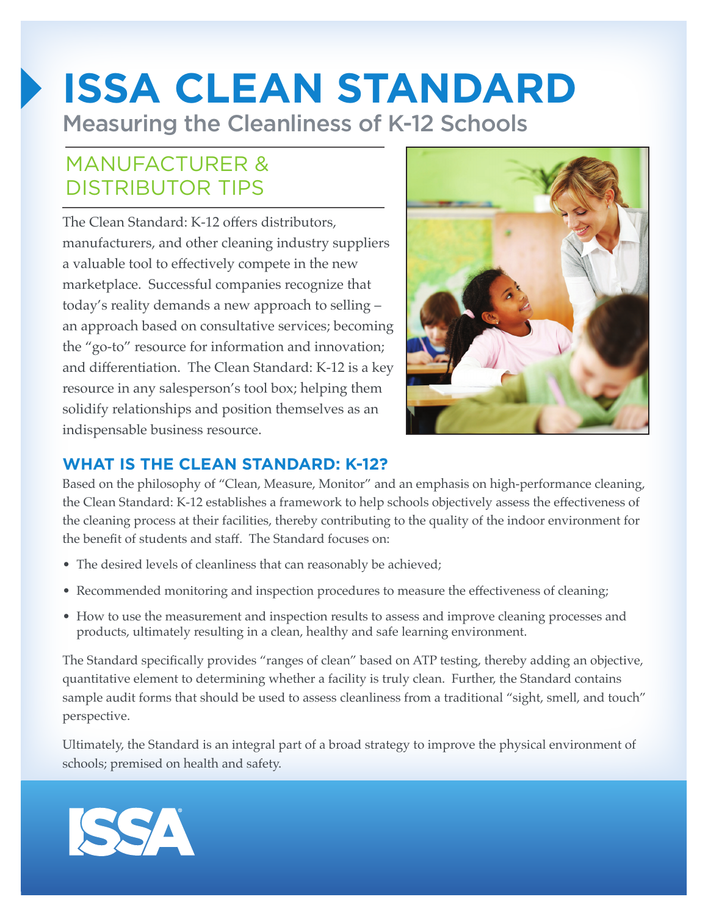# ISSA CLEAN STANDARD

Measuring the Cleanliness of K-12 Schools

## MANUFACTURER & DISTRIBUTOR TIPS

The Clean Standard: K-12 offers distributors, manufacturers, and other cleaning industry suppliers a valuable tool to effectively compete in the new marketplace. Successful companies recognize that today's reality demands a new approach to selling – an approach based on consultative services; becoming the "go-to" resource for information and innovation; and differentiation. The Clean Standard: K-12 is a key resource in any salesperson's tool box; helping them solidify relationships and position themselves as an indispensable business resource.

## WHAT IS THE CLEAN STANDARD: K-12?

Based on the philosophy of "Clean, Measure, Monitor" and an emphasis on high-performance cleaning, the Clean Standard: K-12 establishes a framework to help schools objectively assess the effectiveness of the cleaning process at their facilities, thereby contributing to the quality of the indoor environment for the benefit of students and staff. The Standard focuses on:

- The desired levels of cleanliness that can reasonably be achieved;
- Recommended monitoring and inspection procedures to measure the effectiveness of cleaning;
- How to use the measurement and inspection results to assess and improve cleaning processes and products, ultimately resulting in a clean, healthy and safe learning environment.

The Standard specifically provides "ranges of clean" based on ATP testing, thereby adding an objective, quantitative element to determining whether a facility is truly clean. Further, the Standard contains sample audit forms that should be used to assess cleanliness from a traditional "sight, smell, and touch" perspective.

Ultimately, the Standard is an integral part of a broad strategy to improve the physical environment of schools; premised on health and safety.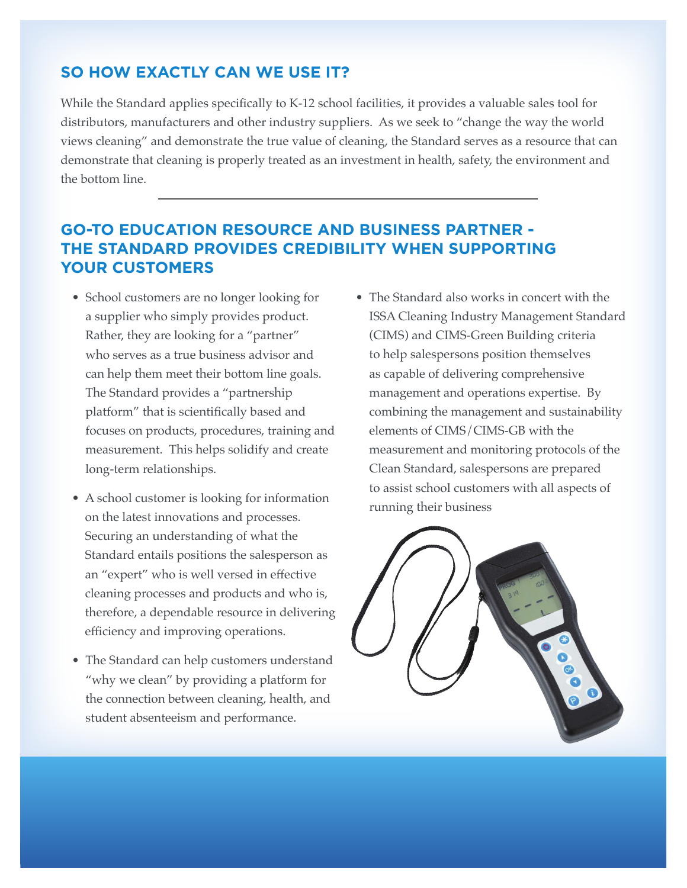## SO HOW EXACTLY CAN WE USE IT?

While the Standard applies specifically to K-12 school facilities, it provides a valuable sales tool for distributors, manufacturers and other industry suppliers. As we seek to "change the way the world views cleaning" and demonstrate the true value of cleaning, the Standard serves as a resource that can demonstrate that cleaning is properly treated as an investment in health, safety, the environment and the bottom line.

## GO-TO EDUCATION RESOURCE AND BUSINESS PARTNER - THE STANDARD PROVIDES CREDIBILITY WHEN SUPPORTING YOUR CUSTOMERS

- School customers are no longer looking for a supplier who simply provides product. Rather, they are looking for a "partner" who serves as a true business advisor and can help them meet their bottom line goals. The Standard provides a "partnership platform" that is scientifically based and focuses on products, procedures, training and measurement. This helps solidify and create long-term relationships.
- A school customer is looking for information on the latest innovations and processes. Securing an understanding of what the Standard entails positions the salesperson as an "expert" who is well versed in effective cleaning processes and products and who is, therefore, a dependable resource in delivering efficiency and improving operations.
- The Standard can help customers understand "why we clean" by providing a platform for the connection between cleaning, health, and student absenteeism and performance.
- The Standard also works in concert with the ISSA Cleaning Industry Management Standard (CIMS) and CIMS-Green Building criteria to help salespersons position themselves as capable of delivering comprehensive management and operations expertise. By combining the management and sustainability elements of CIMS/CIMS-GB with the measurement and monitoring protocols of the Clean Standard, salespersons are prepared to assist school customers with all aspects of running their business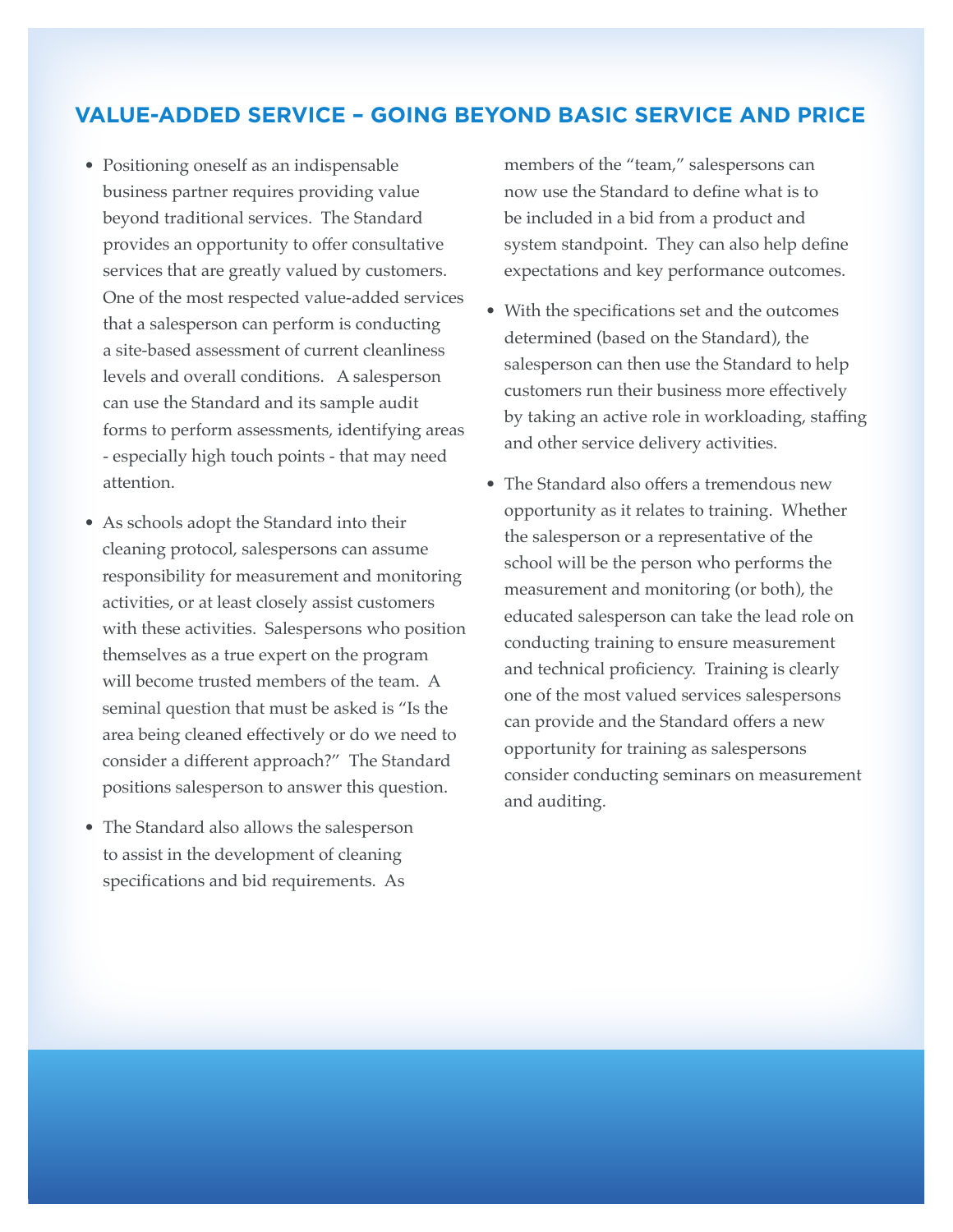## VALUE-ADDED SERVICE – GOING BEYOND BASIC SERVICE AND PRICE

- Positioning oneself as an indispensable business partner requires providing value beyond traditional services. The Standard provides an opportunity to offer consultative services that are greatly valued by customers. One of the most respected value-added services that a salesperson can perform is conducting a site-based assessment of current cleanliness levels and overall conditions. A salesperson can use the Standard and its sample audit forms to perform assessments, identifying areas - especially high touch points - that may need attention.
- As schools adopt the Standard into their cleaning protocol, salespersons can assume responsibility for measurement and monitoring activities, or at least closely assist customers with these activities. Salespersons who position themselves as a true expert on the program will become trusted members of the team. A seminal question that must be asked is "Is the area being cleaned effectively or do we need to consider a different approach?" The Standard positions salesperson to answer this question.
- The Standard also allows the salesperson to assist in the development of cleaning specifications and bid requirements. As members of the "team," salespersons can now use the Standard to define what is to be included in a bid from a product and system standpoint. They can also help define expectations and key performance outcomes.
- With the specifications set and the outcomes determined (based on the Standard), the salesperson can then use the Standard to help customers run their business more effectively by taking an active role in workloading, staffing and other service delivery activities.
- The Standard also offers a tremendous new opportunity as it relates to training. Whether the salesperson or a representative of the school will be the person who performs the measurement and monitoring (or both), the educated salesperson can take the lead role on conducting training to ensure measurement and technical proficiency. Training is clearly one of the most valued services salespersons can provide and the Standard offers a new opportunity for training as salespersons consider conducting seminars on measurement and auditing.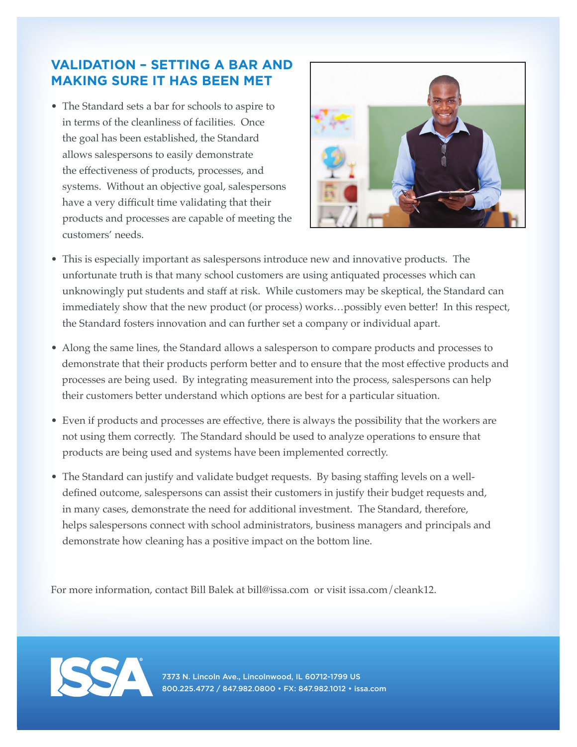## VALIDATION – SETTING A BAR AND MAKING SURE IT HAS BEEN MET

- The Standard sets a bar for schools to aspire to in terms of the cleanliness of facilities. Once the goal has been established, the Standard allows salespersons to easily demonstrate the effectiveness of products, processes, and systems. Without an objective goal, salespersons have a very difficult time validating that their products and processes are capable of meeting the customers' needs.
- This is especially important as salespersons introduce new and innovative products. The unfortunate truth is that many school customers are using antiquated processes which can unknowingly put students and staff at risk. While customers may be skeptical, the Standard can immediately show that the new product (or process) works…possibly even better! In this respect, the Standard fosters innovation and can further set a company or individual apart.
- Along the same lines, the Standard allows a salesperson to compare products and processes to demonstrate that their products perform better and to ensure that the most effective products and processes are being used. By integrating measurement into the process, salespersons can help their customers better understand which options are best for a particular situation.
- Even if products and processes are effective, there is always the possibility that the workers are not using them correctly. The Standard should be used to analyze operations to ensure that products are being used and systems have been implemented correctly.
- The Standard can justify and validate budget requests. By basing staffing levels on a well-defined outcome, salespersons can assist their customers in justify their budget requests and, in many cases, demonstrate the need for additional investment. The Standard, therefore, helps salespersons connect with school administrators, business managers and principals and demonstrate how cleaning has a positive impact on the bottom line.

For more information, contact Bill Balek at bill@issa.com or visit issa.com/cleank12.

ISSA®

7373 N. Lincoln Ave., Lincolnwood, IL 60712-1799 US
800.225.4772 / 847.982.0800 • FX: 847.982.1012 • issa.com